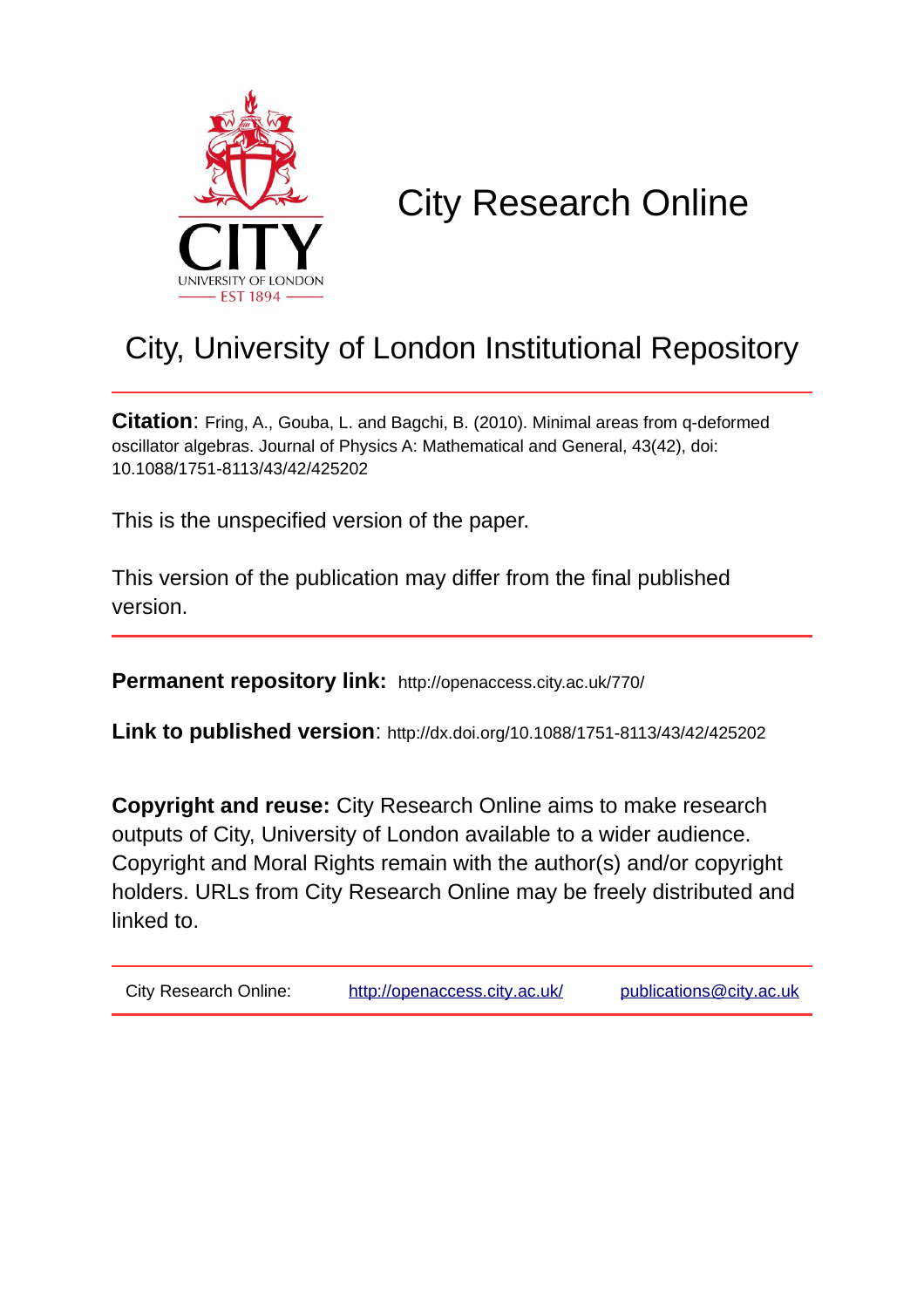# City Research Online

## City, University of London Institutional Repository

**Citation**: Fring, A., Gouba, L. and Bagchi, B. (2010). Minimal areas from q-deformed oscillator algebras. Journal of Physics A: Mathematical and General, 43(42), doi: 10.1088/1751-8113/43/42/425202

This is the unspecified version of the paper.

This version of the publication may differ from the final published version.

**Permanent repository link:** http://openaccess.city.ac.uk/770/

**Link to published version**: http://dx.doi.org/10.1088/1751-8113/43/42/425202

**Copyright and reuse:** City Research Online aims to make research outputs of City, University of London available to a wider audience. Copyright and Moral Rights remain with the author(s) and/or copyright holders. URLs from City Research Online may be freely distributed and linked to.

| City Research Online: | http://openaccess.city.ac.uk/ | publications@city.ac.uk |
|---|---|---|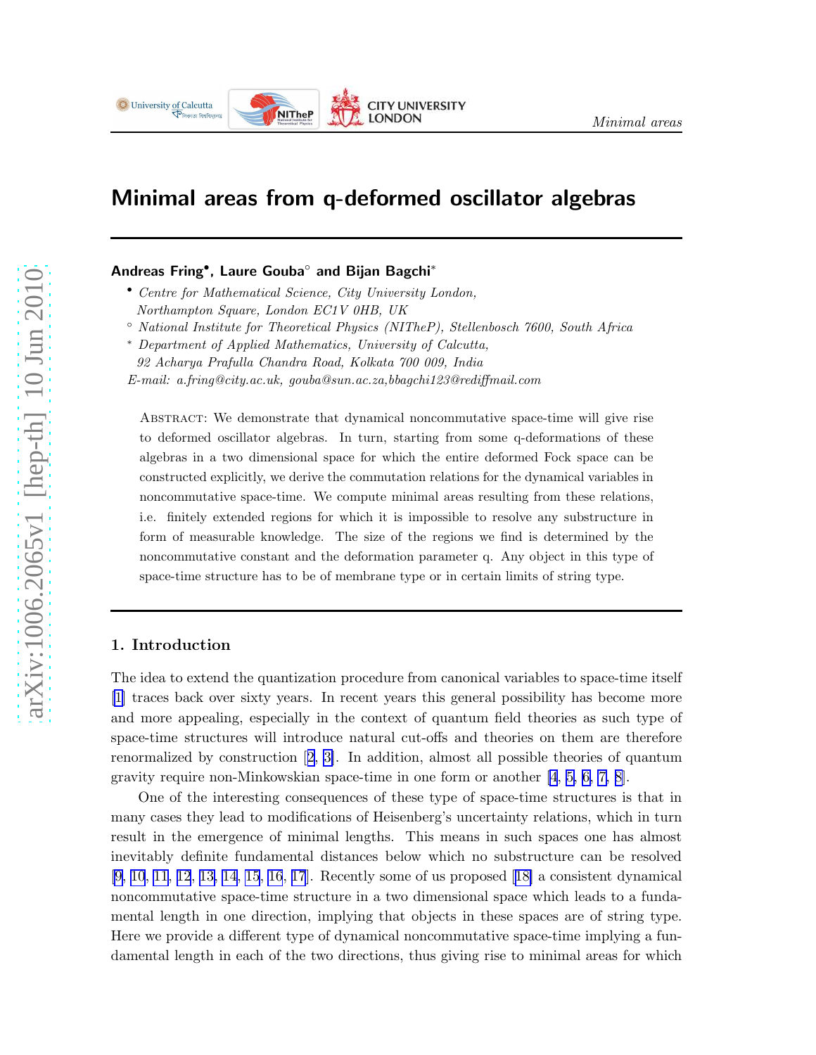# Minimal areas from q-deformed oscillator algebras

**Andreas Fring[•], Laure Gouba[○] and Bijan Bagchi[*]**

[•] *Centre for Mathematical Science, City University London, Northampton Square, London EC1V 0HB, UK*

[○] *National Institute for Theoretical Physics (NITheP), Stellenbosch 7600, South Africa*

[*] *Department of Applied Mathematics, University of Calcutta, 92 Acharya Prafulla Chandra Road, Kolkata 700 009, India*

*E-mail: a.fring@city.ac.uk, gouba@sun.ac.za,bbagchi123@rediffmail.com*

Abstract: We demonstrate that dynamical noncommutative space-time will give rise to deformed oscillator algebras. In turn, starting from some q-deformations of these algebras in a two dimensional space for which the entire deformed Fock space can be constructed explicitly, we derive the commutation relations for the dynamical variables in noncommutative space-time. We compute minimal areas resulting from these relations, i.e. finitely extended regions for which it is impossible to resolve any substructure in form of measurable knowledge. The size of the regions we find is determined by the noncommutative constant and the deformation parameter q. Any object in this type of space-time structure has to be of membrane type or in certain limits of string type.

## 1. Introduction

The idea to extend the quantization procedure from canonical variables to space-time itself [1] traces back over sixty years. In recent years this general possibility has become more and more appealing, especially in the context of quantum field theories as such type of space-time structures will introduce natural cut-offs and theories on them are therefore renormalized by construction [2, 3]. In addition, almost all possible theories of quantum gravity require non-Minkowskian space-time in one form or another [4, 5, 6, 7, 8].

One of the interesting consequences of these type of space-time structures is that in many cases they lead to modifications of Heisenberg's uncertainty relations, which in turn result in the emergence of minimal lengths. This means in such spaces one has almost inevitably definite fundamental distances below which no substructure can be resolved [9, 10, 11, 12, 13, 14, 15, 16, 17]. Recently some of us proposed [18] a consistent dynamical noncommutative space-time structure in a two dimensional space which leads to a fundamental length in one direction, implying that objects in these spaces are of string type. Here we provide a different type of dynamical noncommutative space-time implying a fundamental length in each of the two directions, thus giving rise to minimal areas for which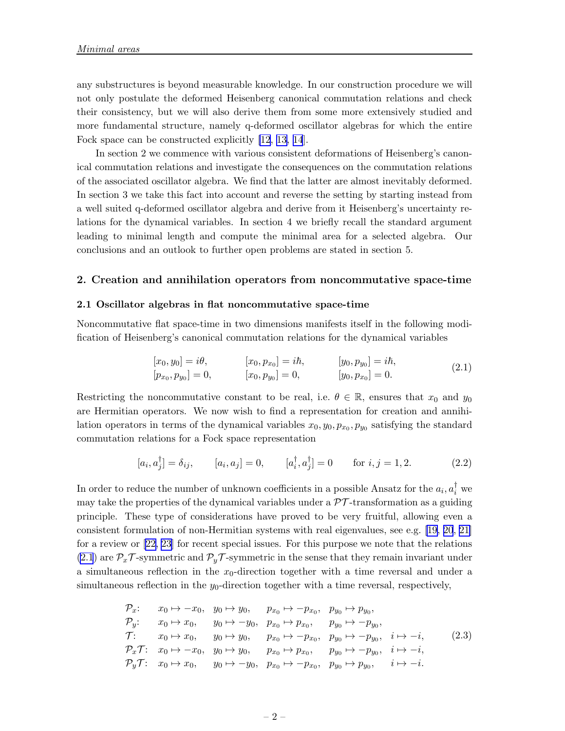any substructures is beyond measurable knowledge. In our construction procedure we will not only postulate the deformed Heisenberg canonical commutation relations and check their consistency, but we will also derive them from some more extensively studied and more fundamental structure, namely q-deformed oscillator algebras for which the entire Fock space can be constructed explicitly [12, 13, 14].

In section 2 we commence with various consistent deformations of Heisenberg's canonical commutation relations and investigate the consequences on the commutation relations of the associated oscillator algebra. We find that the latter are almost inevitably deformed. In section 3 we take this fact into account and reverse the setting by starting instead from a well suited q-deformed oscillator algebra and derive from it Heisenberg's uncertainty relations for the dynamical variables. In section 4 we briefly recall the standard argument leading to minimal length and compute the minimal area for a selected algebra. Our conclusions and an outlook to further open problems are stated in section 5.

## 2. Creation and annihilation operators from noncommutative space-time

### 2.1 Oscillator algebras in flat noncommutative space-time

Noncommutative flat space-time in two dimensions manifests itself in the following modification of Heisenberg's canonical commutation relations for the dynamical variables

$$
\begin{aligned}
&[x_0, y_0] = i\theta, \qquad &&[x_0, p_{x_0}] = i\hbar, \qquad &&[y_0, p_{y_0}] = i\hbar, \\
&[p_{x_0}, p_{y_0}] = 0, \qquad &&[x_0, p_{y_0}] = 0, \qquad &&[y_0, p_{x_0}] = 0.
\end{aligned}
\tag{2.1}
$$

Restricting the noncommutative constant to be real, i.e. $\theta \in \mathbb{R}$, ensures that $x_0$ and $y_0$ are Hermitian operators. We now wish to find a representation for creation and annihilation operators in terms of the dynamical variables $x_0, y_0, p_{x_0}, p_{y_0}$ satisfying the standard commutation relations for a Fock space representation

$$
[a_i, a_j^\dagger] = \delta_{ij}, \qquad [a_i, a_j] = 0, \qquad [a_i^\dagger, a_j^\dagger] = 0 \qquad \text{for } i, j = 1, 2. \tag{2.2}
$$

In order to reduce the number of unknown coefficients in a possible Ansatz for the $a_i, a_i^\dagger$ we may take the properties of the dynamical variables under a $\mathcal{PT}$-transformation as a guiding principle. These type of considerations have proved to be very fruitful, allowing even a consistent formulation of non-Hermitian systems with real eigenvalues, see e.g. [19, 20, 21] for a review or [22, 23] for recent special issues. For this purpose we note that the relations (2.1) are $\mathcal{P}_x\mathcal{T}$-symmetric and $\mathcal{P}_y\mathcal{T}$-symmetric in the sense that they remain invariant under a simultaneous reflection in the $x_0$-direction together with a time reversal and under a simultaneous reflection in the $y_0$-direction together with a time reversal, respectively,

$$
\begin{array}{llllll}
\mathcal{P}_x: & x_0 \mapsto -x_0, & y_0 \mapsto y_0, & p_{x_0} \mapsto -p_{x_0}, & p_{y_0} \mapsto p_{y_0}, & \\
\mathcal{P}_y: & x_0 \mapsto x_0, & y_0 \mapsto -y_0, & p_{x_0} \mapsto p_{x_0}, & p_{y_0} \mapsto -p_{y_0}, & \\
\mathcal{T}: & x_0 \mapsto x_0, & y_0 \mapsto y_0, & p_{x_0} \mapsto -p_{x_0}, & p_{y_0} \mapsto -p_{y_0}, & i \mapsto -i, \\
\mathcal{P}_x\mathcal{T}: & x_0 \mapsto -x_0, & y_0 \mapsto y_0, & p_{x_0} \mapsto p_{x_0}, & p_{y_0} \mapsto -p_{y_0}, & i \mapsto -i, \\
\mathcal{P}_y\mathcal{T}: & x_0 \mapsto x_0, & y_0 \mapsto -y_0, & p_{x_0} \mapsto -p_{x_0}, & p_{y_0} \mapsto p_{y_0}, & i \mapsto -i.
\end{array}
\tag{2.3}
$$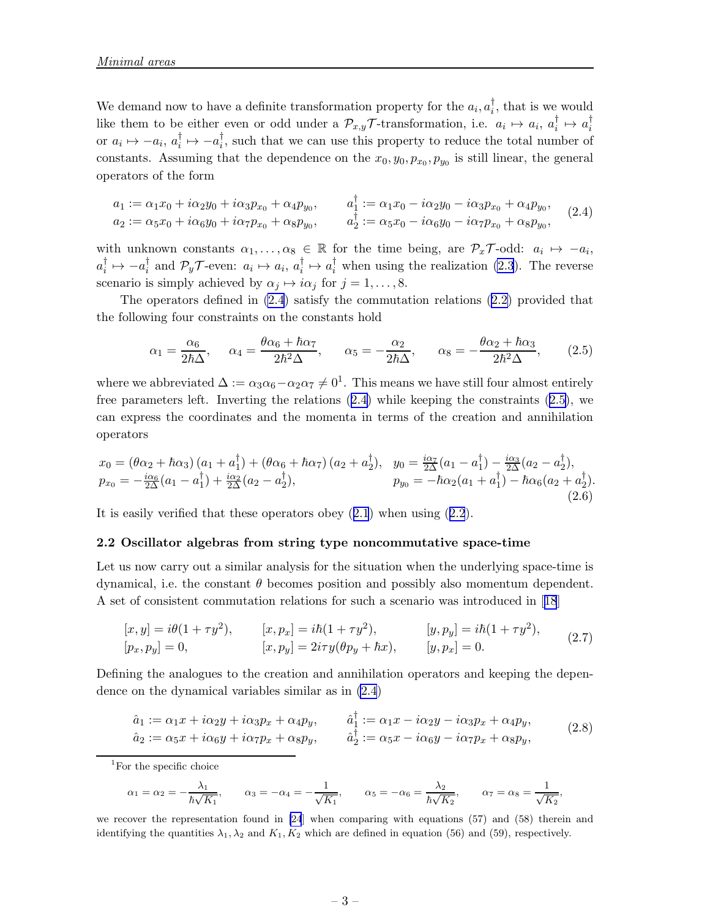We demand now to have a definite transformation property for the $a_i, a_i^\dagger$, that is we would like them to be either even or odd under a $\mathcal{P}_{x,y}\mathcal{T}$-transformation, i.e. $a_i \mapsto a_i$, $a_i^\dagger \mapsto a_i^\dagger$ or $a_i \mapsto -a_i$, $a_i^\dagger \mapsto -a_i^\dagger$, such that we can use this property to reduce the total number of constants. Assuming that the dependence on the $x_0, y_0, p_{x_0}, p_{y_0}$ is still linear, the general operators of the form

$$
\begin{aligned}
a_1 &:= \alpha_1 x_0 + i\alpha_2 y_0 + i\alpha_3 p_{x_0} + \alpha_4 p_{y_0}, \qquad & a_1^\dagger &:= \alpha_1 x_0 - i\alpha_2 y_0 - i\alpha_3 p_{x_0} + \alpha_4 p_{y_0}, \\
a_2 &:= \alpha_5 x_0 + i\alpha_6 y_0 + i\alpha_7 p_{x_0} + \alpha_8 p_{y_0}, \qquad & a_2^\dagger &:= \alpha_5 x_0 - i\alpha_6 y_0 - i\alpha_7 p_{x_0} + \alpha_8 p_{y_0},
\end{aligned}
\tag{2.4}
$$

with unknown constants $\alpha_1, \ldots, \alpha_8 \in \mathbb{R}$ for the time being, are $\mathcal{P}_x\mathcal{T}$-odd: $a_i \mapsto -a_i$, $a_i^\dagger \mapsto -a_i^\dagger$ and $\mathcal{P}_y\mathcal{T}$-even: $a_i \mapsto a_i$, $a_i^\dagger \mapsto a_i^\dagger$ when using the realization (2.3). The reverse scenario is simply achieved by $\alpha_j \mapsto i\alpha_j$ for $j = 1, \ldots, 8$.

The operators defined in (2.4) satisfy the commutation relations (2.2) provided that the following four constraints on the constants hold

$$
\alpha_1 = \frac{\alpha_6}{2\hbar\Delta}, \qquad \alpha_4 = \frac{\theta\alpha_6 + \hbar\alpha_7}{2\hbar^2\Delta}, \qquad \alpha_5 = -\frac{\alpha_2}{2\hbar\Delta}, \qquad \alpha_8 = -\frac{\theta\alpha_2 + \hbar\alpha_3}{2\hbar^2\Delta},
\tag{2.5}
$$

where we abbreviated $\Delta := \alpha_3\alpha_6 - \alpha_2\alpha_7 \neq 0$[1]. This means we have still four almost entirely free parameters left. Inverting the relations (2.4) while keeping the constraints (2.5), we can express the coordinates and the momenta in terms of the creation and annihilation operators

$$
\begin{aligned}
x_0 &= (\theta\alpha_2 + \hbar\alpha_3)(a_1 + a_1^\dagger) + (\theta\alpha_6 + \hbar\alpha_7)(a_2 + a_2^\dagger), \quad & y_0 &= \tfrac{i\alpha_7}{2\Delta}(a_1 - a_1^\dagger) - \tfrac{i\alpha_3}{2\Delta}(a_2 - a_2^\dagger), \\
p_{x_0} &= -\tfrac{i\alpha_6}{2\Delta}(a_1 - a_1^\dagger) + \tfrac{i\alpha_2}{2\Delta}(a_2 - a_2^\dagger), & p_{y_0} &= -\hbar\alpha_2(a_1 + a_1^\dagger) - \hbar\alpha_6(a_2 + a_2^\dagger).
\end{aligned}
\tag{2.6}
$$

It is easily verified that these operators obey (2.1) when using (2.2).

### 2.2 Oscillator algebras from string type noncommutative space-time

Let us now carry out a similar analysis for the situation when the underlying space-time is dynamical, i.e. the constant $\theta$ becomes position and possibly also momentum dependent. A set of consistent commutation relations for such a scenario was introduced in [18]

$$
\begin{aligned}
[x, y] &= i\theta(1 + \tau y^2), \qquad & [x, p_x] &= i\hbar(1 + \tau y^2), \qquad & [y, p_y] &= i\hbar(1 + \tau y^2), \\
[p_x, p_y] &= 0, & [x, p_y] &= 2i\tau y(\theta p_y + \hbar x), & [y, p_x] &= 0.
\end{aligned}
\tag{2.7}
$$

Defining the analogues to the creation and annihilation operators and keeping the dependence on the dynamical variables similar as in (2.4)

$$
\begin{aligned}
\hat{a}_1 &:= \alpha_1 x + i\alpha_2 y + i\alpha_3 p_x + \alpha_4 p_y, \qquad & \hat{a}_1^\dagger &:= \alpha_1 x - i\alpha_2 y - i\alpha_3 p_x + \alpha_4 p_y, \\
\hat{a}_2 &:= \alpha_5 x + i\alpha_6 y + i\alpha_7 p_x + \alpha_8 p_y, \qquad & \hat{a}_2^\dagger &:= \alpha_5 x - i\alpha_6 y - i\alpha_7 p_x + \alpha_8 p_y,
\end{aligned}
\tag{2.8}
$$

---

[1] For the specific choice

$$
\alpha_1 = \alpha_2 = -\frac{\lambda_1}{\hbar\sqrt{K_1}}, \qquad \alpha_3 = -\alpha_4 = -\frac{1}{\sqrt{K_1}}, \qquad \alpha_5 = -\alpha_6 = \frac{\lambda_2}{\hbar\sqrt{K_2}}, \qquad \alpha_7 = \alpha_8 = \frac{1}{\sqrt{K_2}},
$$

we recover the representation found in [24] when comparing with equations (57) and (58) therein and identifying the quantities $\lambda_1, \lambda_2$ and $K_1, K_2$ which are defined in equation (56) and (59), respectively.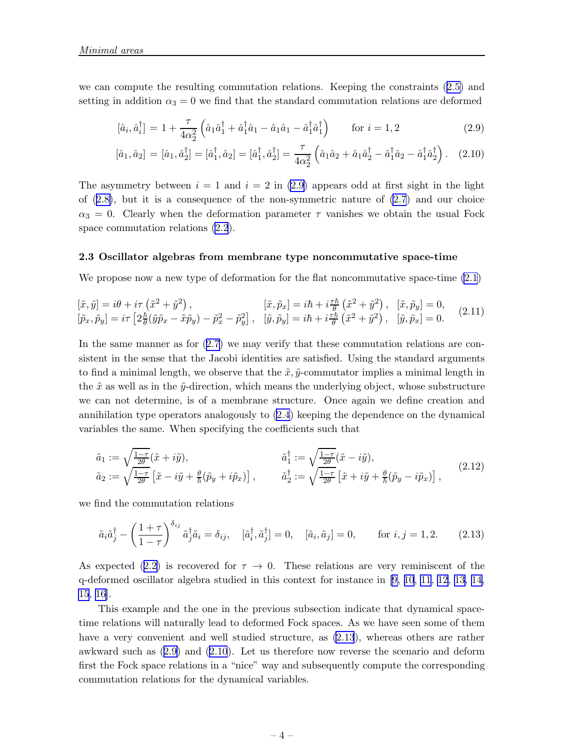we can compute the resulting commutation relations. Keeping the constraints (2.5) and setting in addition $\alpha_3 = 0$ we find that the standard commutation relations are deformed

$$[\hat{a}_i, \hat{a}_i^\dagger] = 1 + \frac{\tau}{4\alpha_2^2}\left(\hat{a}_1\hat{a}_1^\dagger + \hat{a}_1^\dagger\hat{a}_1 - \hat{a}_1\hat{a}_1 - \hat{a}_1^\dagger\hat{a}_1^\dagger\right) \qquad \text{for } i = 1, 2 \tag{2.9}$$

$$[\hat{a}_1, \hat{a}_2] = [\hat{a}_1, \hat{a}_2^\dagger] = [\hat{a}_1^\dagger, \hat{a}_2] = [\hat{a}_1^\dagger, \hat{a}_2^\dagger] = \frac{\tau}{4\alpha_2^2}\left(\hat{a}_1\hat{a}_2 + \hat{a}_1\hat{a}_2^\dagger - \hat{a}_1^\dagger\hat{a}_2 - \hat{a}_1^\dagger\hat{a}_2^\dagger\right). \tag{2.10}$$

The asymmetry between $i = 1$ and $i = 2$ in (2.9) appears odd at first sight in the light of (2.8), but it is a consequence of the non-symmetric nature of (2.7) and our choice $\alpha_3 = 0$. Clearly when the deformation parameter $\tau$ vanishes we obtain the usual Fock space commutation relations (2.2).

### 2.3 Oscillator algebras from membrane type noncommutative space-time

We propose now a new type of deformation for the flat noncommutative space-time (2.1)

$$\begin{aligned}
&[\tilde{x}, \tilde{y}] = i\theta + i\tau\left(\tilde{x}^2 + \tilde{y}^2\right), && [\tilde{x}, \tilde{p}_x] = i\hbar + i\tfrac{\tau\hbar}{\theta}\left(\tilde{x}^2 + \tilde{y}^2\right), \quad [\tilde{x}, \tilde{p}_y] = 0, \\
&[\tilde{p}_x, \tilde{p}_y] = i\tau\left[2\tfrac{\hbar}{\theta}(\tilde{y}\tilde{p}_x - \tilde{x}\tilde{p}_y) - \tilde{p}_x^2 - \tilde{p}_y^2\right], && [\tilde{y}, \tilde{p}_y] = i\hbar + i\tfrac{\tau\hbar}{\theta}\left(\tilde{x}^2 + \tilde{y}^2\right), \quad [\tilde{y}, \tilde{p}_x] = 0.
\end{aligned} \tag{2.11}$$

In the same manner as for (2.7) we may verify that these commutation relations are consistent in the sense that the Jacobi identities are satisfied. Using the standard arguments to find a minimal length, we observe that the $\tilde{x}, \tilde{y}$-commutator implies a minimal length in the $\tilde{x}$ as well as in the $\tilde{y}$-direction, which means the underlying object, whose substructure we can not determine, is of a membrane structure. Once again we define creation and annihilation type operators analogously to (2.4) keeping the dependence on the dynamical variables the same. When specifying the coefficients such that

$$\begin{aligned}
&\tilde{a}_1 := \sqrt{\tfrac{1-\tau}{2\theta}}(\tilde{x} + i\tilde{y}), && \tilde{a}_1^\dagger := \sqrt{\tfrac{1-\tau}{2\theta}}(\tilde{x} - i\tilde{y}), \\
&\tilde{a}_2 := \sqrt{\tfrac{1-\tau}{2\theta}}\left[\tilde{x} - i\tilde{y} + \tfrac{\theta}{\hbar}(\tilde{p}_y + i\tilde{p}_x)\right], && \tilde{a}_2^\dagger := \sqrt{\tfrac{1-\tau}{2\theta}}\left[\tilde{x} + i\tilde{y} + \tfrac{\theta}{\hbar}(\tilde{p}_y - i\tilde{p}_x)\right],
\end{aligned} \tag{2.12}$$

we find the commutation relations

$$\tilde{a}_i\tilde{a}_j^\dagger - \left(\frac{1+\tau}{1-\tau}\right)^{\delta_{ij}}\tilde{a}_j^\dagger\tilde{a}_i = \delta_{ij}, \quad [\tilde{a}_i^\dagger, \tilde{a}_j^\dagger] = 0, \quad [\tilde{a}_i, \tilde{a}_j] = 0, \qquad \text{for } i, j = 1, 2. \tag{2.13}$$

As expected (2.2) is recovered for $\tau \to 0$. These relations are very reminiscent of the q-deformed oscillator algebra studied in this context for instance in [9, 10, 11, 12, 13, 14, 15, 16].

This example and the one in the previous subsection indicate that dynamical space-time relations will naturally lead to deformed Fock spaces. As we have seen some of them have a very convenient and well studied structure, as (2.13), whereas others are rather awkward such as (2.9) and (2.10). Let us therefore now reverse the scenario and deform first the Fock space relations in a "nice" way and subsequently compute the corresponding commutation relations for the dynamical variables.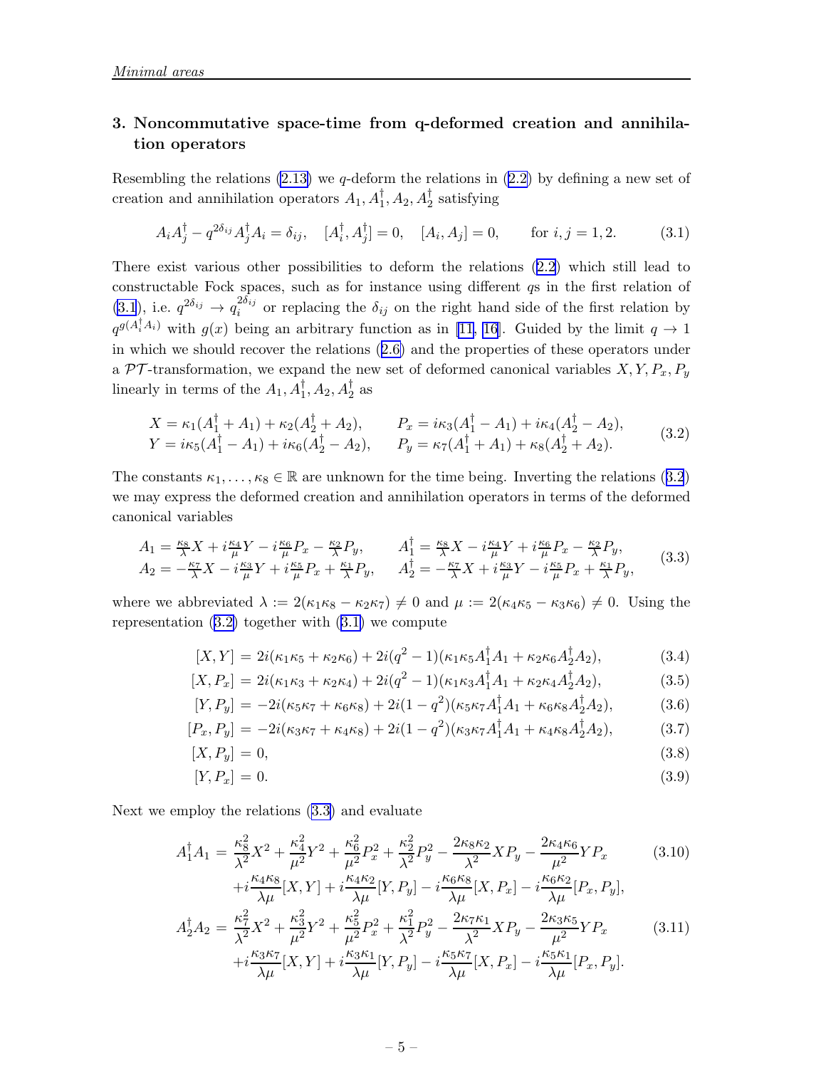## 3. Noncommutative space-time from q-deformed creation and annihilation operators

Resembling the relations (2.13) we $q$-deform the relations in (2.2) by defining a new set of creation and annihilation operators $A_1, A_1^\dagger, A_2, A_2^\dagger$ satisfying

$$
A_i A_j^\dagger - q^{2\delta_{ij}} A_j^\dagger A_i = \delta_{ij}, \quad [A_i^\dagger, A_j^\dagger] = 0, \quad [A_i, A_j] = 0, \qquad \text{for } i,j = 1,2. \tag{3.1}
$$

There exist various other possibilities to deform the relations (2.2) which still lead to constructable Fock spaces, such as for instance using different $q$s in the first relation of (3.1), i.e. $q^{2\delta_{ij}} \to q_i^{2\delta_{ij}}$ or replacing the $\delta_{ij}$ on the right hand side of the first relation by $q^{g(A_i^\dagger A_i)}$ with $g(x)$ being an arbitrary function as in [11, 16]. Guided by the limit $q \to 1$ in which we should recover the relations (2.6) and the properties of these operators under a $\mathcal{PT}$-transformation, we expand the new set of deformed canonical variables $X, Y, P_x, P_y$ linearly in terms of the $A_1, A_1^\dagger, A_2, A_2^\dagger$ as

$$
\begin{aligned}
X &= \kappa_1(A_1^\dagger + A_1) + \kappa_2(A_2^\dagger + A_2), \qquad & P_x &= i\kappa_3(A_1^\dagger - A_1) + i\kappa_4(A_2^\dagger - A_2), \\
Y &= i\kappa_5(A_1^\dagger - A_1) + i\kappa_6(A_2^\dagger - A_2), \qquad & P_y &= \kappa_7(A_1^\dagger + A_1) + \kappa_8(A_2^\dagger + A_2).
\end{aligned} \tag{3.2}
$$

The constants $\kappa_1, \ldots, \kappa_8 \in \mathbb{R}$ are unknown for the time being. Inverting the relations (3.2) we may express the deformed creation and annihilation operators in terms of the deformed canonical variables

$$
\begin{aligned}
A_1 &= \tfrac{\kappa_8}{\lambda}X + i\tfrac{\kappa_4}{\mu}Y - i\tfrac{\kappa_6}{\mu}P_x - \tfrac{\kappa_2}{\lambda}P_y, \qquad & A_1^\dagger &= \tfrac{\kappa_8}{\lambda}X - i\tfrac{\kappa_4}{\mu}Y + i\tfrac{\kappa_6}{\mu}P_x - \tfrac{\kappa_2}{\lambda}P_y, \\
A_2 &= -\tfrac{\kappa_7}{\lambda}X - i\tfrac{\kappa_3}{\mu}Y + i\tfrac{\kappa_5}{\mu}P_x + \tfrac{\kappa_1}{\lambda}P_y, \qquad & A_2^\dagger &= -\tfrac{\kappa_7}{\lambda}X + i\tfrac{\kappa_3}{\mu}Y - i\tfrac{\kappa_5}{\mu}P_x + \tfrac{\kappa_1}{\lambda}P_y,
\end{aligned} \tag{3.3}
$$

where we abbreviated $\lambda := 2(\kappa_1\kappa_8 - \kappa_2\kappa_7) \neq 0$ and $\mu := 2(\kappa_4\kappa_5 - \kappa_3\kappa_6) \neq 0$. Using the representation (3.2) together with (3.1) we compute

$$
[X, Y] = 2i(\kappa_1\kappa_5 + \kappa_2\kappa_6) + 2i(q^2 - 1)(\kappa_1\kappa_5 A_1^\dagger A_1 + \kappa_2\kappa_6 A_2^\dagger A_2), \tag{3.4}
$$

$$
[X, P_x] = 2i(\kappa_1\kappa_3 + \kappa_2\kappa_4) + 2i(q^2 - 1)(\kappa_1\kappa_3 A_1^\dagger A_1 + \kappa_2\kappa_4 A_2^\dagger A_2), \tag{3.5}
$$

$$
[Y, P_y] = -2i(\kappa_5\kappa_7 + \kappa_6\kappa_8) + 2i(1 - q^2)(\kappa_5\kappa_7 A_1^\dagger A_1 + \kappa_6\kappa_8 A_2^\dagger A_2), \tag{3.6}
$$

$$
[P_x, P_y] = -2i(\kappa_3\kappa_7 + \kappa_4\kappa_8) + 2i(1 - q^2)(\kappa_3\kappa_7 A_1^\dagger A_1 + \kappa_4\kappa_8 A_2^\dagger A_2), \tag{3.7}
$$

$$
[X, P_y] = 0, \tag{3.8}
$$

$$
[Y, P_x] = 0. \tag{3.9}
$$

Next we employ the relations (3.3) and evaluate

$$
\begin{aligned}
A_1^\dagger A_1 = {} & \frac{\kappa_8^2}{\lambda^2}X^2 + \frac{\kappa_4^2}{\mu^2}Y^2 + \frac{\kappa_6^2}{\mu^2}P_x^2 + \frac{\kappa_2^2}{\lambda^2}P_y^2 - \frac{2\kappa_8\kappa_2}{\lambda^2}XP_y - \frac{2\kappa_4\kappa_6}{\mu^2}YP_x \\
& + i\frac{\kappa_4\kappa_8}{\lambda\mu}[X, Y] + i\frac{\kappa_4\kappa_2}{\lambda\mu}[Y, P_y] - i\frac{\kappa_6\kappa_8}{\lambda\mu}[X, P_x] - i\frac{\kappa_6\kappa_2}{\lambda\mu}[P_x, P_y],
\end{aligned} \tag{3.10}
$$

$$
\begin{aligned}
A_2^\dagger A_2 = {} & \frac{\kappa_7^2}{\lambda^2}X^2 + \frac{\kappa_3^2}{\mu^2}Y^2 + \frac{\kappa_5^2}{\mu^2}P_x^2 + \frac{\kappa_1^2}{\lambda^2}P_y^2 - \frac{2\kappa_7\kappa_1}{\lambda^2}XP_y - \frac{2\kappa_3\kappa_5}{\mu^2}YP_x \\
& + i\frac{\kappa_3\kappa_7}{\lambda\mu}[X, Y] + i\frac{\kappa_3\kappa_1}{\lambda\mu}[Y, P_y] - i\frac{\kappa_5\kappa_7}{\lambda\mu}[X, P_x] - i\frac{\kappa_5\kappa_1}{\lambda\mu}[P_x, P_y].
\end{aligned} \tag{3.11}
$$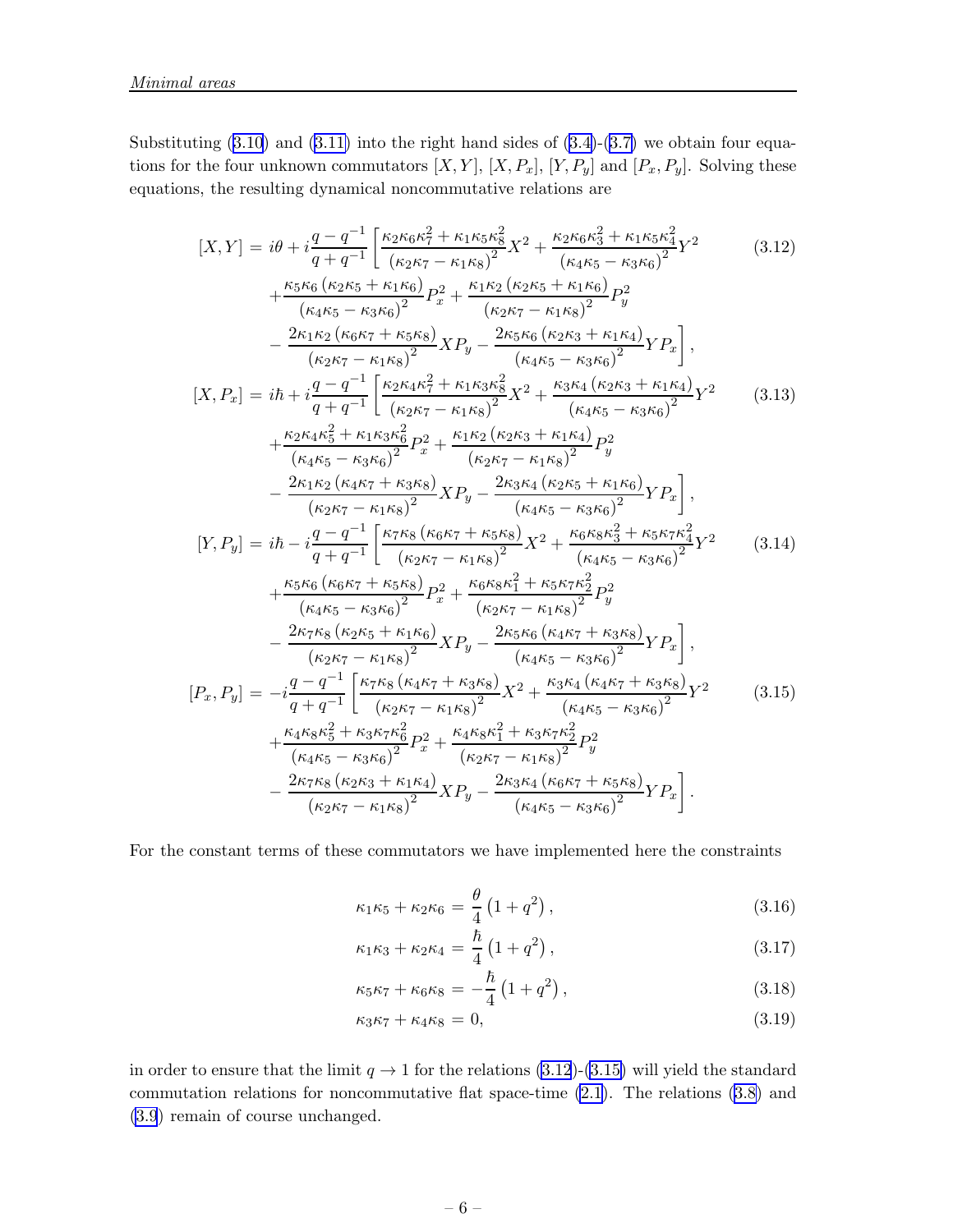Substituting (3.10) and (3.11) into the right hand sides of (3.4)-(3.7) we obtain four equations for the four unknown commutators $[X,Y]$, $[X,P_x]$, $[Y,P_y]$ and $[P_x,P_y]$. Solving these equations, the resulting dynamical noncommutative relations are

$$
\begin{aligned}
[X,Y] = {} & i\theta + i\frac{q-q^{-1}}{q+q^{-1}}\left[\frac{\kappa_2\kappa_6\kappa_7^2+\kappa_1\kappa_5\kappa_8^2}{(\kappa_2\kappa_7-\kappa_1\kappa_8)^2}X^2 + \frac{\kappa_2\kappa_6\kappa_3^2+\kappa_1\kappa_5\kappa_4^2}{(\kappa_4\kappa_5-\kappa_3\kappa_6)^2}Y^2\right. \\
& +\frac{\kappa_5\kappa_6(\kappa_2\kappa_5+\kappa_1\kappa_6)}{(\kappa_4\kappa_5-\kappa_3\kappa_6)^2}P_x^2 + \frac{\kappa_1\kappa_2(\kappa_2\kappa_5+\kappa_1\kappa_6)}{(\kappa_2\kappa_7-\kappa_1\kappa_8)^2}P_y^2 \\
& \left. -\frac{2\kappa_1\kappa_2(\kappa_6\kappa_7+\kappa_5\kappa_8)}{(\kappa_2\kappa_7-\kappa_1\kappa_8)^2}XP_y - \frac{2\kappa_5\kappa_6(\kappa_2\kappa_3+\kappa_1\kappa_4)}{(\kappa_4\kappa_5-\kappa_3\kappa_6)^2}YP_x\right],
\end{aligned}
\tag{3.12}
$$

$$
\begin{aligned}
[X,P_x] = {} & i\hbar + i\frac{q-q^{-1}}{q+q^{-1}}\left[\frac{\kappa_2\kappa_4\kappa_7^2+\kappa_1\kappa_3\kappa_8^2}{(\kappa_2\kappa_7-\kappa_1\kappa_8)^2}X^2 + \frac{\kappa_3\kappa_4(\kappa_2\kappa_3+\kappa_1\kappa_4)}{(\kappa_4\kappa_5-\kappa_3\kappa_6)^2}Y^2\right. \\
& +\frac{\kappa_2\kappa_4\kappa_5^2+\kappa_1\kappa_3\kappa_6^2}{(\kappa_4\kappa_5-\kappa_3\kappa_6)^2}P_x^2 + \frac{\kappa_1\kappa_2(\kappa_2\kappa_3+\kappa_1\kappa_4)}{(\kappa_2\kappa_7-\kappa_1\kappa_8)^2}P_y^2 \\
& \left. -\frac{2\kappa_1\kappa_2(\kappa_4\kappa_7+\kappa_3\kappa_8)}{(\kappa_2\kappa_7-\kappa_1\kappa_8)^2}XP_y - \frac{2\kappa_3\kappa_4(\kappa_2\kappa_5+\kappa_1\kappa_6)}{(\kappa_4\kappa_5-\kappa_3\kappa_6)^2}YP_x\right],
\end{aligned}
\tag{3.13}
$$

$$
\begin{aligned}
[Y,P_y] = {} & i\hbar - i\frac{q-q^{-1}}{q+q^{-1}}\left[\frac{\kappa_7\kappa_8(\kappa_6\kappa_7+\kappa_5\kappa_8)}{(\kappa_2\kappa_7-\kappa_1\kappa_8)^2}X^2 + \frac{\kappa_6\kappa_8\kappa_3^2+\kappa_5\kappa_7\kappa_4^2}{(\kappa_4\kappa_5-\kappa_3\kappa_6)^2}Y^2\right. \\
& +\frac{\kappa_5\kappa_6(\kappa_6\kappa_7+\kappa_5\kappa_8)}{(\kappa_4\kappa_5-\kappa_3\kappa_6)^2}P_x^2 + \frac{\kappa_6\kappa_8\kappa_1^2+\kappa_5\kappa_7\kappa_2^2}{(\kappa_2\kappa_7-\kappa_1\kappa_8)^2}P_y^2 \\
& \left. -\frac{2\kappa_7\kappa_8(\kappa_2\kappa_5+\kappa_1\kappa_6)}{(\kappa_2\kappa_7-\kappa_1\kappa_8)^2}XP_y - \frac{2\kappa_5\kappa_6(\kappa_4\kappa_7+\kappa_3\kappa_8)}{(\kappa_4\kappa_5-\kappa_3\kappa_6)^2}YP_x\right],
\end{aligned}
\tag{3.14}
$$

$$
\begin{aligned}
[P_x,P_y] = {} & -i\frac{q-q^{-1}}{q+q^{-1}}\left[\frac{\kappa_7\kappa_8(\kappa_4\kappa_7+\kappa_3\kappa_8)}{(\kappa_2\kappa_7-\kappa_1\kappa_8)^2}X^2 + \frac{\kappa_3\kappa_4(\kappa_4\kappa_7+\kappa_3\kappa_8)}{(\kappa_4\kappa_5-\kappa_3\kappa_6)^2}Y^2\right. \\
& +\frac{\kappa_4\kappa_8\kappa_5^2+\kappa_3\kappa_7\kappa_6^2}{(\kappa_4\kappa_5-\kappa_3\kappa_6)^2}P_x^2 + \frac{\kappa_4\kappa_8\kappa_1^2+\kappa_3\kappa_7\kappa_2^2}{(\kappa_2\kappa_7-\kappa_1\kappa_8)^2}P_y^2 \\
& \left. -\frac{2\kappa_7\kappa_8(\kappa_2\kappa_3+\kappa_1\kappa_4)}{(\kappa_2\kappa_7-\kappa_1\kappa_8)^2}XP_y - \frac{2\kappa_3\kappa_4(\kappa_6\kappa_7+\kappa_5\kappa_8)}{(\kappa_4\kappa_5-\kappa_3\kappa_6)^2}YP_x\right].
\end{aligned}
\tag{3.15}
$$

For the constant terms of these commutators we have implemented here the constraints

$$\kappa_1\kappa_5+\kappa_2\kappa_6 = \frac{\theta}{4}\left(1+q^2\right), \tag{3.16}$$

$$\kappa_1\kappa_3+\kappa_2\kappa_4 = \frac{\hbar}{4}\left(1+q^2\right), \tag{3.17}$$

$$\kappa_5\kappa_7+\kappa_6\kappa_8 = -\frac{\hbar}{4}\left(1+q^2\right), \tag{3.18}$$

$$\kappa_3\kappa_7+\kappa_4\kappa_8 = 0, \tag{3.19}$$

in order to ensure that the limit $q\to 1$ for the relations (3.12)-(3.15) will yield the standard commutation relations for noncommutative flat space-time (2.1). The relations (3.8) and (3.9) remain of course unchanged.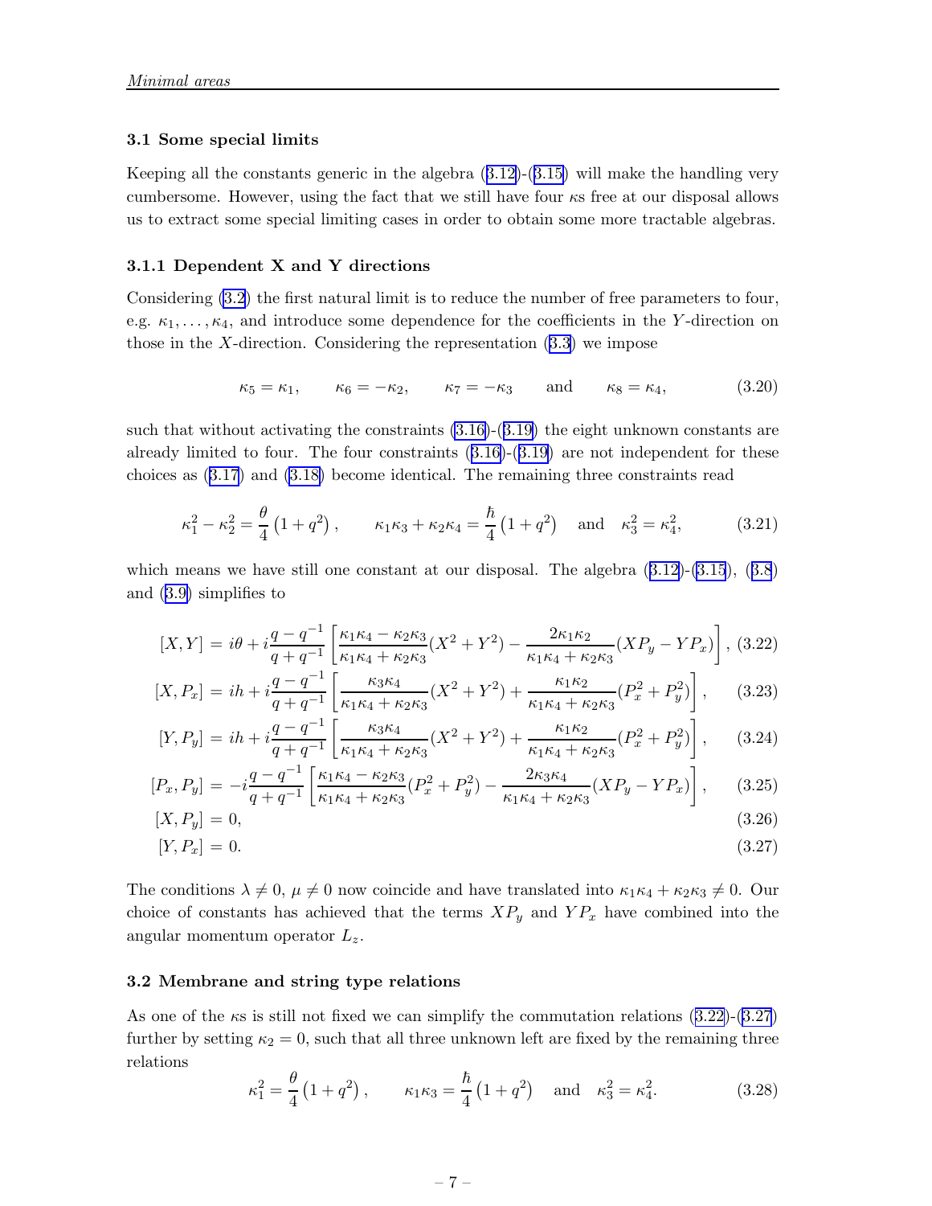### 3.1 Some special limits

Keeping all the constants generic in the algebra (3.12)-(3.15) will make the handling very cumbersome. However, using the fact that we still have four $\kappa$s free at our disposal allows us to extract some special limiting cases in order to obtain some more tractable algebras.

#### 3.1.1 Dependent X and Y directions

Considering (3.2) the first natural limit is to reduce the number of free parameters to four, e.g. $\kappa_1, \ldots, \kappa_4$, and introduce some dependence for the coefficients in the $Y$-direction on those in the $X$-direction. Considering the representation (3.3) we impose

$$\kappa_5 = \kappa_1, \qquad \kappa_6 = -\kappa_2, \qquad \kappa_7 = -\kappa_3 \qquad \text{and} \qquad \kappa_8 = \kappa_4, \tag{3.20}$$

such that without activating the constraints (3.16)-(3.19) the eight unknown constants are already limited to four. The four constraints (3.16)-(3.19) are not independent for these choices as (3.17) and (3.18) become identical. The remaining three constraints read

$$\kappa_1^2 - \kappa_2^2 = \frac{\theta}{4}\left(1+q^2\right), \qquad \kappa_1\kappa_3 + \kappa_2\kappa_4 = \frac{\hbar}{4}\left(1+q^2\right) \quad \text{and} \quad \kappa_3^2 = \kappa_4^2, \tag{3.21}$$

which means we have still one constant at our disposal. The algebra (3.12)-(3.15), (3.8) and (3.9) simplifies to

$$[X,Y] = i\theta + i\frac{q-q^{-1}}{q+q^{-1}}\left[\frac{\kappa_1\kappa_4 - \kappa_2\kappa_3}{\kappa_1\kappa_4 + \kappa_2\kappa_3}(X^2+Y^2) - \frac{2\kappa_1\kappa_2}{\kappa_1\kappa_4 + \kappa_2\kappa_3}(XP_y - YP_x)\right], \tag{3.22}$$

$$[X,P_x] = ih + i\frac{q-q^{-1}}{q+q^{-1}}\left[\frac{\kappa_3\kappa_4}{\kappa_1\kappa_4 + \kappa_2\kappa_3}(X^2+Y^2) + \frac{\kappa_1\kappa_2}{\kappa_1\kappa_4 + \kappa_2\kappa_3}(P_x^2+P_y^2)\right], \tag{3.23}$$

$$[Y,P_y] = ih + i\frac{q-q^{-1}}{q+q^{-1}}\left[\frac{\kappa_3\kappa_4}{\kappa_1\kappa_4 + \kappa_2\kappa_3}(X^2+Y^2) + \frac{\kappa_1\kappa_2}{\kappa_1\kappa_4 + \kappa_2\kappa_3}(P_x^2+P_y^2)\right], \tag{3.24}$$

$$[P_x,P_y] = -i\frac{q-q^{-1}}{q+q^{-1}}\left[\frac{\kappa_1\kappa_4 - \kappa_2\kappa_3}{\kappa_1\kappa_4 + \kappa_2\kappa_3}(P_x^2+P_y^2) - \frac{2\kappa_3\kappa_4}{\kappa_1\kappa_4 + \kappa_2\kappa_3}(XP_y - YP_x)\right], \tag{3.25}$$

$$[X,P_y] = 0, \tag{3.26}$$

$$[Y,P_x] = 0. \tag{3.27}$$

The conditions $\lambda \neq 0$, $\mu \neq 0$ now coincide and have translated into $\kappa_1\kappa_4 + \kappa_2\kappa_3 \neq 0$. Our choice of constants has achieved that the terms $XP_y$ and $YP_x$ have combined into the angular momentum operator $L_z$.

### 3.2 Membrane and string type relations

As one of the $\kappa$s is still not fixed we can simplify the commutation relations (3.22)-(3.27) further by setting $\kappa_2 = 0$, such that all three unknown left are fixed by the remaining three relations

$$\kappa_1^2 = \frac{\theta}{4}\left(1+q^2\right), \qquad \kappa_1\kappa_3 = \frac{\hbar}{4}\left(1+q^2\right) \quad \text{and} \quad \kappa_3^2 = \kappa_4^2. \tag{3.28}$$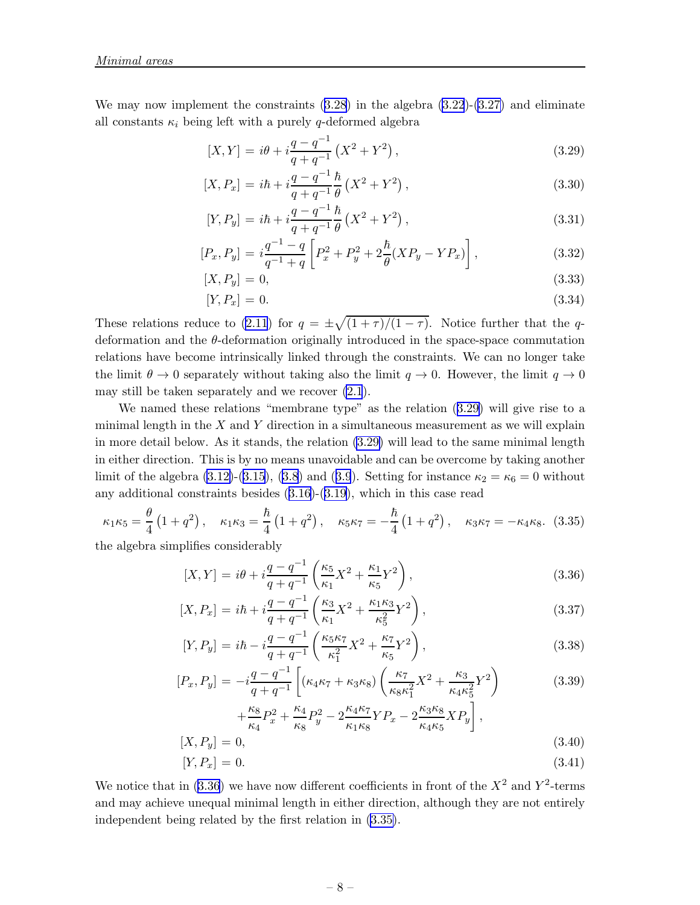We may now implement the constraints (3.28) in the algebra (3.22)-(3.27) and eliminate all constants $\kappa_i$ being left with a purely $q$-deformed algebra

$$[X, Y] = i\theta + i\frac{q - q^{-1}}{q + q^{-1}}\left(X^2 + Y^2\right), \tag{3.29}$$

$$[X, P_x] = i\hbar + i\frac{q - q^{-1}}{q + q^{-1}}\frac{\hbar}{\theta}\left(X^2 + Y^2\right), \tag{3.30}$$

$$[Y, P_y] = i\hbar + i\frac{q - q^{-1}}{q + q^{-1}}\frac{\hbar}{\theta}\left(X^2 + Y^2\right), \tag{3.31}$$

$$[P_x, P_y] = i\frac{q^{-1} - q}{q^{-1} + q}\left[P_x^2 + P_y^2 + 2\frac{\hbar}{\theta}(XP_y - YP_x)\right], \tag{3.32}$$

$$[X, P_y] = 0, \tag{3.33}$$

$$[Y, P_x] = 0. \tag{3.34}$$

These relations reduce to (2.11) for $q = \pm\sqrt{(1+\tau)/(1-\tau)}$. Notice further that the $q$-deformation and the $\theta$-deformation originally introduced in the space-space commutation relations have become intrinsically linked through the constraints. We can no longer take the limit $\theta \to 0$ separately without taking also the limit $q \to 0$. However, the limit $q \to 0$ may still be taken separately and we recover (2.1).

We named these relations "membrane type" as the relation (3.29) will give rise to a minimal length in the $X$ and $Y$ direction in a simultaneous measurement as we will explain in more detail below. As it stands, the relation (3.29) will lead to the same minimal length in either direction. This is by no means unavoidable and can be overcome by taking another limit of the algebra (3.12)-(3.15), (3.8) and (3.9). Setting for instance $\kappa_2 = \kappa_6 = 0$ without any additional constraints besides (3.16)-(3.19), which in this case read

$$\kappa_1\kappa_5 = \frac{\theta}{4}\left(1 + q^2\right), \quad \kappa_1\kappa_3 = \frac{\hbar}{4}\left(1 + q^2\right), \quad \kappa_5\kappa_7 = -\frac{\hbar}{4}\left(1 + q^2\right), \quad \kappa_3\kappa_7 = -\kappa_4\kappa_8. \tag{3.35}$$

the algebra simplifies considerably

$$[X, Y] = i\theta + i\frac{q - q^{-1}}{q + q^{-1}}\left(\frac{\kappa_5}{\kappa_1}X^2 + \frac{\kappa_1}{\kappa_5}Y^2\right), \tag{3.36}$$

$$[X, P_x] = i\hbar + i\frac{q - q^{-1}}{q + q^{-1}}\left(\frac{\kappa_3}{\kappa_1}X^2 + \frac{\kappa_1\kappa_3}{\kappa_5^2}Y^2\right), \tag{3.37}$$

$$[Y, P_y] = i\hbar - i\frac{q - q^{-1}}{q + q^{-1}}\left(\frac{\kappa_5\kappa_7}{\kappa_1^2}X^2 + \frac{\kappa_7}{\kappa_5}Y^2\right), \tag{3.38}$$

$$\begin{aligned}[P_x, P_y] = -i\frac{q - q^{-1}}{q + q^{-1}}&\left[(\kappa_4\kappa_7 + \kappa_3\kappa_8)\left(\frac{\kappa_7}{\kappa_8\kappa_1^2}X^2 + \frac{\kappa_3}{\kappa_4\kappa_5^2}Y^2\right)\right. \\ &\left.+\frac{\kappa_8}{\kappa_4}P_x^2 + \frac{\kappa_4}{\kappa_8}P_y^2 - 2\frac{\kappa_4\kappa_7}{\kappa_1\kappa_8}YP_x - 2\frac{\kappa_3\kappa_8}{\kappa_4\kappa_5}XP_y\right],\end{aligned} \tag{3.39}$$

$$[X, P_y] = 0, \tag{3.40}$$

$$[Y, P_x] = 0. \tag{3.41}$$

We notice that in (3.36) we have now different coefficients in front of the $X^2$ and $Y^2$-terms and may achieve unequal minimal length in either direction, although they are not entirely independent being related by the first relation in (3.35).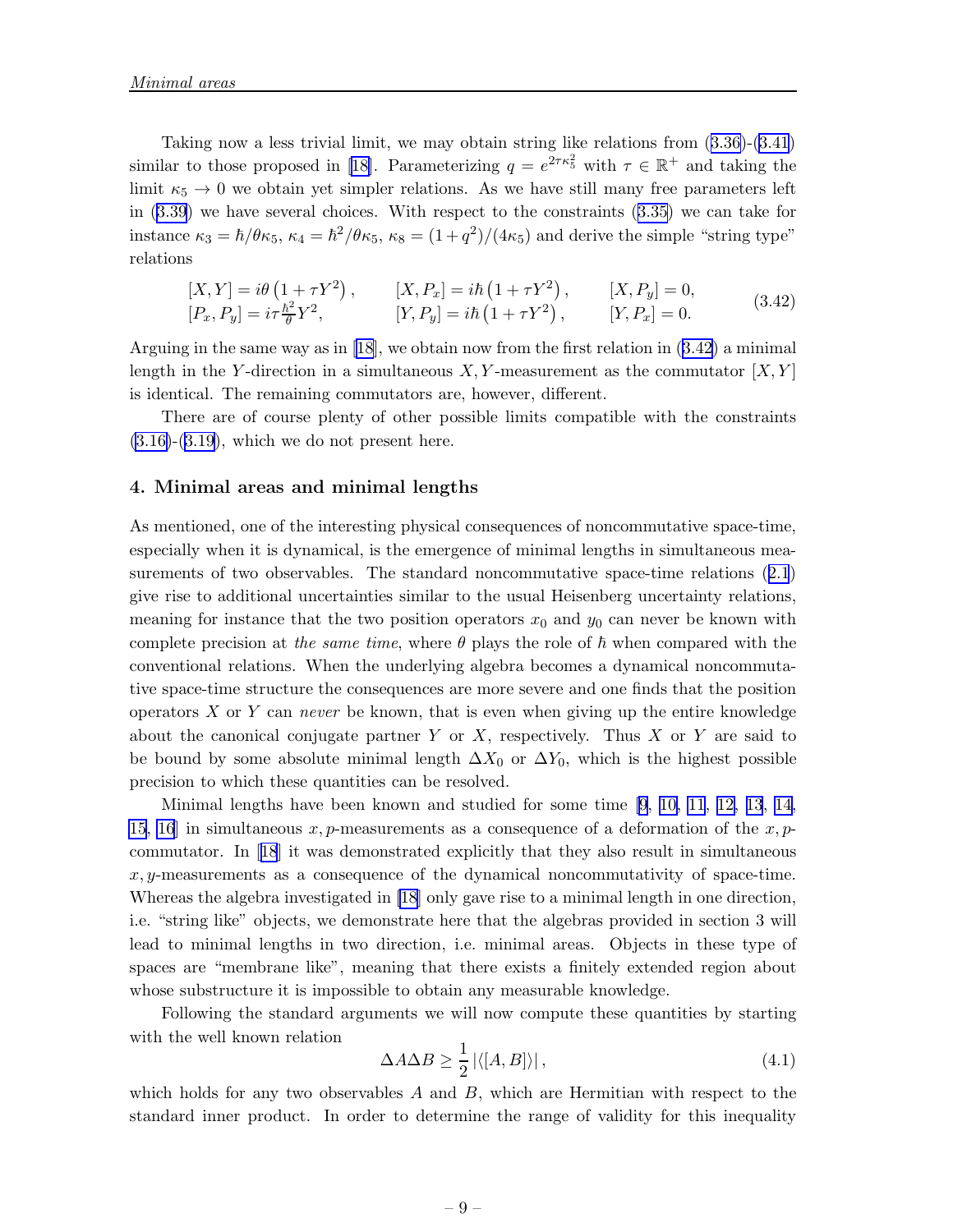Taking now a less trivial limit, we may obtain string like relations from (3.36)-(3.41) similar to those proposed in [18]. Parameterizing $q = e^{2\tau\kappa_5^2}$ with $\tau \in \mathbb{R}^+$ and taking the limit $\kappa_5 \to 0$ we obtain yet simpler relations. As we have still many free parameters left in (3.39) we have several choices. With respect to the constraints (3.35) we can take for instance $\kappa_3 = \hbar/\theta\kappa_5$, $\kappa_4 = \hbar^2/\theta\kappa_5$, $\kappa_8 = (1+q^2)/(4\kappa_5)$ and derive the simple "string type" relations

$$
\begin{array}{lll}
[X,Y] = i\theta\left(1+\tau Y^2\right), & [X,P_x] = i\hbar\left(1+\tau Y^2\right), & [X,P_y] = 0, \\
[P_x,P_y] = i\tau\frac{\hbar^2}{\theta}Y^2, & [Y,P_y] = i\hbar\left(1+\tau Y^2\right), & [Y,P_x] = 0.
\end{array}
\tag{3.42}
$$

Arguing in the same way as in [18], we obtain now from the first relation in (3.42) a minimal length in the $Y$-direction in a simultaneous $X,Y$-measurement as the commutator $[X,Y]$ is identical. The remaining commutators are, however, different.

There are of course plenty of other possible limits compatible with the constraints (3.16)-(3.19), which we do not present here.

## 4. Minimal areas and minimal lengths

As mentioned, one of the interesting physical consequences of noncommutative space-time, especially when it is dynamical, is the emergence of minimal lengths in simultaneous measurements of two observables. The standard noncommutative space-time relations (2.1) give rise to additional uncertainties similar to the usual Heisenberg uncertainty relations, meaning for instance that the two position operators $x_0$ and $y_0$ can never be known with complete precision at *the same time*, where $\theta$ plays the role of $\hbar$ when compared with the conventional relations. When the underlying algebra becomes a dynamical noncommutative space-time structure the consequences are more severe and one finds that the position operators $X$ or $Y$ can *never* be known, that is even when giving up the entire knowledge about the canonical conjugate partner $Y$ or $X$, respectively. Thus $X$ or $Y$ are said to be bound by some absolute minimal length $\Delta X_0$ or $\Delta Y_0$, which is the highest possible precision to which these quantities can be resolved.

Minimal lengths have been known and studied for some time [9, 10, 11, 12, 13, 14, 15, 16] in simultaneous $x,p$-measurements as a consequence of a deformation of the $x,p$-commutator. In [18] it was demonstrated explicitly that they also result in simultaneous $x,y$-measurements as a consequence of the dynamical noncommutativity of space-time. Whereas the algebra investigated in [18] only gave rise to a minimal length in one direction, i.e. "string like" objects, we demonstrate here that the algebras provided in section 3 will lead to minimal lengths in two direction, i.e. minimal areas. Objects in these type of spaces are "membrane like", meaning that there exists a finitely extended region about whose substructure it is impossible to obtain any measurable knowledge.

Following the standard arguments we will now compute these quantities by starting with the well known relation

$$
\Delta A \Delta B \geq \frac{1}{2}\left|\langle [A,B] \rangle\right|,
\tag{4.1}
$$

which holds for any two observables $A$ and $B$, which are Hermitian with respect to the standard inner product. In order to determine the range of validity for this inequality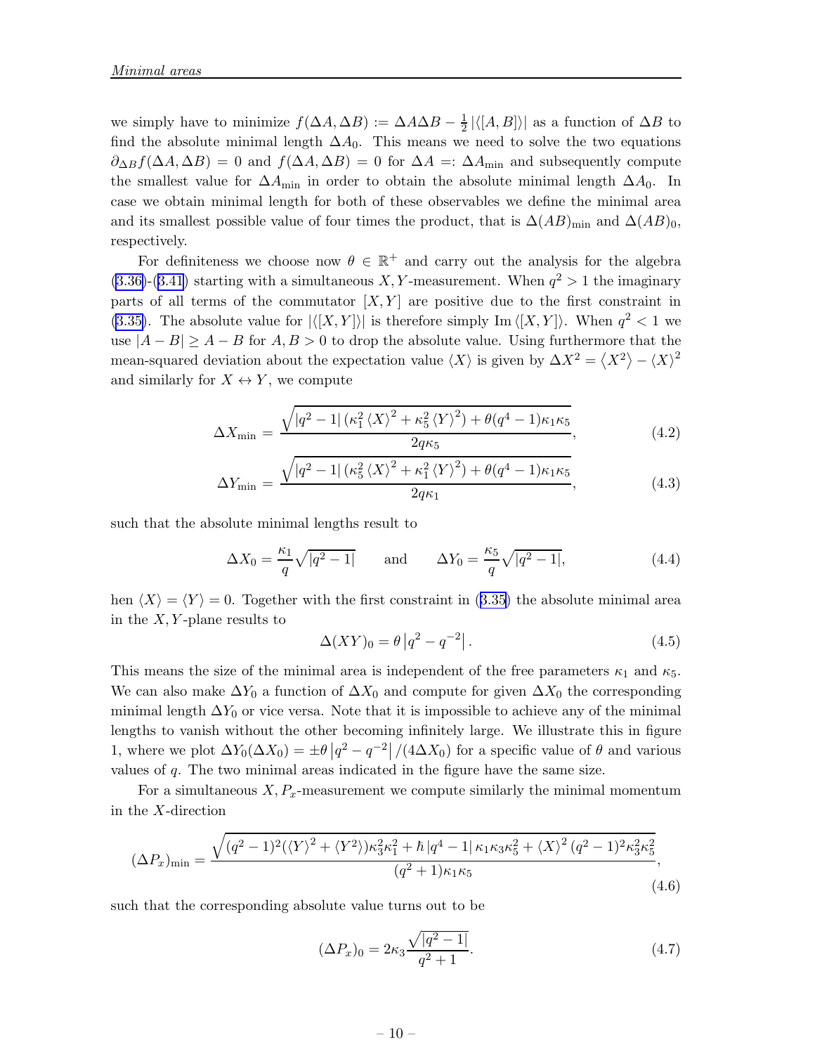we simply have to minimize $f(\Delta A, \Delta B) := \Delta A \Delta B - \frac{1}{2} |\langle [A, B] \rangle|$ as a function of $\Delta B$ to find the absolute minimal length $\Delta A_0$. This means we need to solve the two equations $\partial_{\Delta B} f(\Delta A, \Delta B) = 0$ and $f(\Delta A, \Delta B) = 0$ for $\Delta A =: \Delta A_{\min}$ and subsequently compute the smallest value for $\Delta A_{\min}$ in order to obtain the absolute minimal length $\Delta A_0$. In case we obtain minimal length for both of these observables we define the minimal area and its smallest possible value of four times the product, that is $\Delta(AB)_{\min}$ and $\Delta(AB)_0$, respectively.

For definiteness we choose now $\theta \in \mathbb{R}^+$ and carry out the analysis for the algebra (3.36)-(3.41) starting with a simultaneous $X, Y$-measurement. When $q^2 > 1$ the imaginary parts of all terms of the commutator $[X, Y]$ are positive due to the first constraint in (3.35). The absolute value for $|\langle [X, Y] \rangle|$ is therefore simply $\operatorname{Im} \langle [X, Y] \rangle$. When $q^2 < 1$ we use $|A - B| \geq A - B$ for $A, B > 0$ to drop the absolute value. Using furthermore that the mean-squared deviation about the expectation value $\langle X \rangle$ is given by $\Delta X^2 = \langle X^2 \rangle - \langle X \rangle^2$ and similarly for $X \leftrightarrow Y$, we compute

$$\Delta X_{\min} = \frac{\sqrt{|q^2 - 1| \left( \kappa_1^2 \langle X \rangle^2 + \kappa_5^2 \langle Y \rangle^2 \right) + \theta (q^4 - 1) \kappa_1 \kappa_5}}{2q\kappa_5}, \tag{4.2}$$

$$\Delta Y_{\min} = \frac{\sqrt{|q^2 - 1| \left( \kappa_5^2 \langle X \rangle^2 + \kappa_1^2 \langle Y \rangle^2 \right) + \theta (q^4 - 1) \kappa_1 \kappa_5}}{2q\kappa_1}, \tag{4.3}$$

such that the absolute minimal lengths result to

$$\Delta X_0 = \frac{\kappa_1}{q} \sqrt{|q^2 - 1|} \qquad \text{and} \qquad \Delta Y_0 = \frac{\kappa_5}{q} \sqrt{|q^2 - 1|}, \tag{4.4}$$

hen $\langle X \rangle = \langle Y \rangle = 0$. Together with the first constraint in (3.35) the absolute minimal area in the $X, Y$-plane results to

$$\Delta(XY)_0 = \theta \left| q^2 - q^{-2} \right|. \tag{4.5}$$

This means the size of the minimal area is independent of the free parameters $\kappa_1$ and $\kappa_5$. We can also make $\Delta Y_0$ a function of $\Delta X_0$ and compute for given $\Delta X_0$ the corresponding minimal length $\Delta Y_0$ or vice versa. Note that it is impossible to achieve any of the minimal lengths to vanish without the other becoming infinitely large. We illustrate this in figure 1, where we plot $\Delta Y_0(\Delta X_0) = \pm \theta \left| q^2 - q^{-2} \right| / (4\Delta X_0)$ for a specific value of $\theta$ and various values of $q$. The two minimal areas indicated in the figure have the same size.

For a simultaneous $X, P_x$-measurement we compute similarly the minimal momentum in the $X$-direction

$$(\Delta P_x)_{\min} = \frac{\sqrt{(q^2 - 1)^2 (\langle Y \rangle^2 + \langle Y^2 \rangle) \kappa_3^2 \kappa_1^2 + \hbar \left| q^4 - 1 \right| \kappa_1 \kappa_3 \kappa_5^2 + \langle X \rangle^2 (q^2 - 1)^2 \kappa_3^2 \kappa_5^2}}{(q^2 + 1) \kappa_1 \kappa_5}, \tag{4.6}$$

such that the corresponding absolute value turns out to be

$$(\Delta P_x)_0 = 2\kappa_3 \frac{\sqrt{|q^2 - 1|}}{q^2 + 1}. \tag{4.7}$$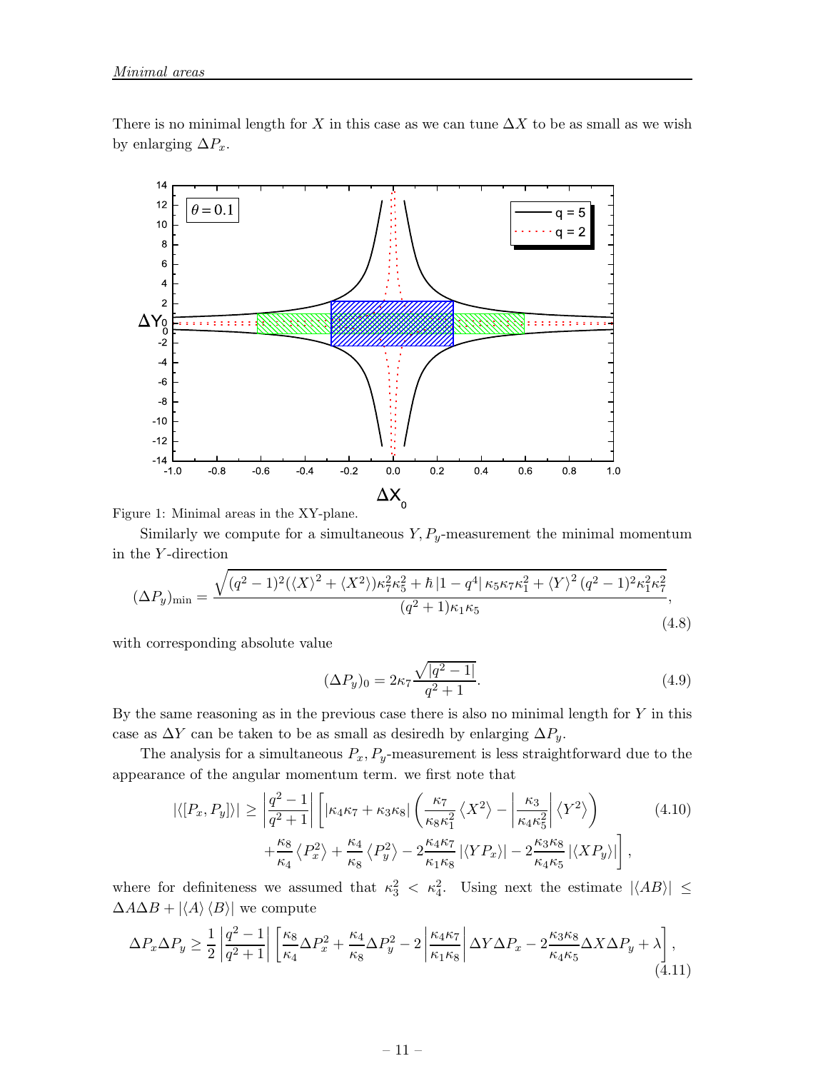There is no minimal length for $X$ in this case as we can tune $\Delta X$ to be as small as we wish by enlarging $\Delta P_x$.

Figure 1: Minimal areas in the XY-plane.

Similarly we compute for a simultaneous $Y, P_y$-measurement the minimal momentum in the $Y$-direction

$$
(\Delta P_y)_{\min} = \frac{\sqrt{(q^2-1)^2(\langle X\rangle^2 + \langle X^2\rangle)\kappa_7^2\kappa_5^2 + \hbar\,|1-q^4|\,\kappa_5\kappa_7\kappa_1^2 + \langle Y\rangle^2 (q^2-1)^2\kappa_1^2\kappa_7^2}}{(q^2+1)\kappa_1\kappa_5}, \tag{4.8}
$$

with corresponding absolute value

$$
(\Delta P_y)_0 = 2\kappa_7 \frac{\sqrt{|q^2-1|}}{q^2+1}. \tag{4.9}
$$

By the same reasoning as in the previous case there is also no minimal length for $Y$ in this case as $\Delta Y$ can be taken to be as small as desiredh by enlarging $\Delta P_y$.

The analysis for a simultaneous $P_x, P_y$-measurement is less straightforward due to the appearance of the angular momentum term. we first note that

$$
\begin{aligned}
|\langle [P_x, P_y]\rangle| \geq \left|\frac{q^2-1}{q^2+1}\right| \Bigg[ |\kappa_4\kappa_7 + \kappa_3\kappa_8| \left( \frac{\kappa_7}{\kappa_8\kappa_1^2}\left\langle X^2\right\rangle - \left|\frac{\kappa_3}{\kappa_4\kappa_5^2}\right| \left\langle Y^2\right\rangle \right) \\
+ \frac{\kappa_8}{\kappa_4}\left\langle P_x^2\right\rangle + \frac{\kappa_4}{\kappa_8}\left\langle P_y^2\right\rangle - 2\frac{\kappa_4\kappa_7}{\kappa_1\kappa_8}\left|\langle Y P_x\rangle\right| - 2\frac{\kappa_3\kappa_8}{\kappa_4\kappa_5}\left|\langle X P_y\rangle\right| \Bigg],
\end{aligned} \tag{4.10}
$$

where for definiteness we assumed that $\kappa_3^2 < \kappa_4^2$. Using next the estimate $|\langle AB\rangle| \leq \Delta A \Delta B + |\langle A\rangle \langle B\rangle|$ we compute

$$
\Delta P_x \Delta P_y \geq \frac{1}{2}\left|\frac{q^2-1}{q^2+1}\right| \left[ \frac{\kappa_8}{\kappa_4}\Delta P_x^2 + \frac{\kappa_4}{\kappa_8}\Delta P_y^2 - 2\left|\frac{\kappa_4\kappa_7}{\kappa_1\kappa_8}\right| \Delta Y \Delta P_x - 2\frac{\kappa_3\kappa_8}{\kappa_4\kappa_5}\Delta X \Delta P_y + \lambda \right], \tag{4.11}
$$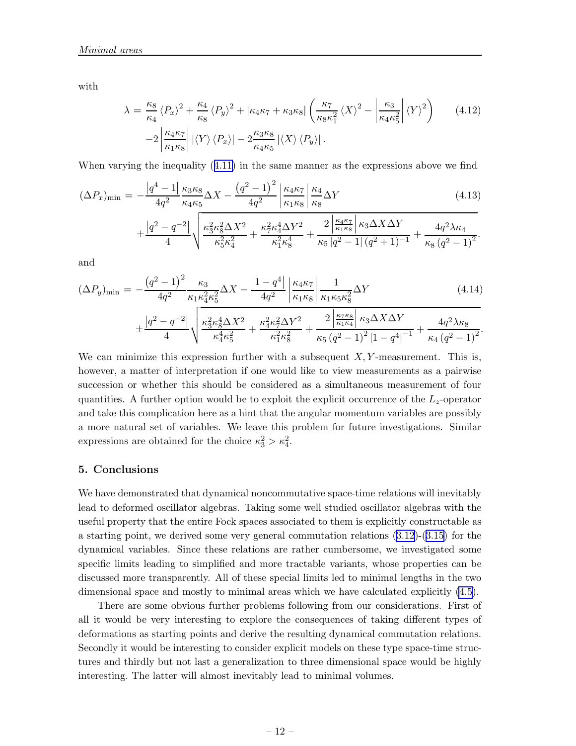with

$$
\begin{aligned}
\lambda =& \frac{\kappa_8}{\kappa_4} \langle P_x \rangle^2 + \frac{\kappa_4}{\kappa_8} \langle P_y \rangle^2 + |\kappa_4 \kappa_7 + \kappa_3 \kappa_8| \left( \frac{\kappa_7}{\kappa_8 \kappa_1^2} \langle X \rangle^2 - \left| \frac{\kappa_3}{\kappa_4 \kappa_5^2} \right| \langle Y \rangle^2 \right) \\
& -2 \left| \frac{\kappa_4 \kappa_7}{\kappa_1 \kappa_8} \right| |\langle Y \rangle \langle P_x \rangle| - 2 \frac{\kappa_3 \kappa_8}{\kappa_4 \kappa_5} |\langle X \rangle \langle P_y \rangle| .
\end{aligned} \tag{4.12}
$$

When varying the inequality (4.11) in the same manner as the expressions above we find

$$
\begin{aligned}
(\Delta P_x)_{\min} =& -\frac{|q^4 - 1|}{4q^2} \frac{\kappa_3 \kappa_8}{\kappa_4 \kappa_5} \Delta X - \frac{(q^2-1)^2}{4q^2} \left| \frac{\kappa_4 \kappa_7}{\kappa_1 \kappa_8} \right| \frac{\kappa_4}{\kappa_8} \Delta Y \\
& \pm \frac{|q^2 - q^{-2}|}{4} \sqrt{\frac{\kappa_3^2 \kappa_8^2 \Delta X^2}{\kappa_5^2 \kappa_4^2} + \frac{\kappa_7^2 \kappa_4^4 \Delta Y^2}{\kappa_1^2 \kappa_8^4} + \frac{2 \left| \frac{\kappa_4 \kappa_7}{\kappa_1 \kappa_8} \right| \kappa_3 \Delta X \Delta Y}{\kappa_5 |q^2 - 1| (q^2+1)^{-1}} + \frac{4q^2 \lambda \kappa_4}{\kappa_8 (q^2-1)^2}} .
\end{aligned} \tag{4.13}
$$

and

$$
\begin{aligned}
(\Delta P_y)_{\min} =& -\frac{(q^2-1)^2}{4q^2} \frac{\kappa_3}{\kappa_1 \kappa_4^2 \kappa_5^2} \Delta X - \frac{|1 - q^4|}{4q^2} \left| \frac{\kappa_4 \kappa_7}{\kappa_1 \kappa_8} \right| \frac{1}{\kappa_1 \kappa_5 \kappa_8^2} \Delta Y \\
& \pm \frac{|q^2 - q^{-2}|}{4} \sqrt{\frac{\kappa_3^2 \kappa_8^4 \Delta X^2}{\kappa_4^4 \kappa_5^2} + \frac{\kappa_4^2 \kappa_7^2 \Delta Y^2}{\kappa_1^2 \kappa_8^2} + \frac{2 \left| \frac{\kappa_7 \kappa_8}{\kappa_1 \kappa_4} \right| \kappa_3 \Delta X \Delta Y}{\kappa_5 (q^2-1)^2 |1 - q^4|^{-1}} + \frac{4q^2 \lambda \kappa_8}{\kappa_4 (q^2-1)^2}} .
\end{aligned} \tag{4.14}
$$

We can minimize this expression further with a subsequent $X, Y$-measurement. This is, however, a matter of interpretation if one would like to view measurements as a pairwise succession or whether this should be considered as a simultaneous measurement of four quantities. A further option would be to exploit the explicit occurrence of the $L_z$-operator and take this complication here as a hint that the angular momentum variables are possibly a more natural set of variables. We leave this problem for future investigations. Similar expressions are obtained for the choice $\kappa_3^2 > \kappa_4^2$.

## 5. Conclusions

We have demonstrated that dynamical noncommutative space-time relations will inevitably lead to deformed oscillator algebras. Taking some well studied oscillator algebras with the useful property that the entire Fock spaces associated to them is explicitly constructable as a starting point, we derived some very general commutation relations (3.12)-(3.15) for the dynamical variables. Since these relations are rather cumbersome, we investigated some specific limits leading to simplified and more tractable variants, whose properties can be discussed more transparently. All of these special limits led to minimal lengths in the two dimensional space and mostly to minimal areas which we have calculated explicitly (4.5).

There are some obvious further problems following from our considerations. First of all it would be very interesting to explore the consequences of taking different types of deformations as starting points and derive the resulting dynamical commutation relations. Secondly it would be interesting to consider explicit models on these type space-time structures and thirdly but not last a generalization to three dimensional space would be highly interesting. The latter will almost inevitably lead to minimal volumes.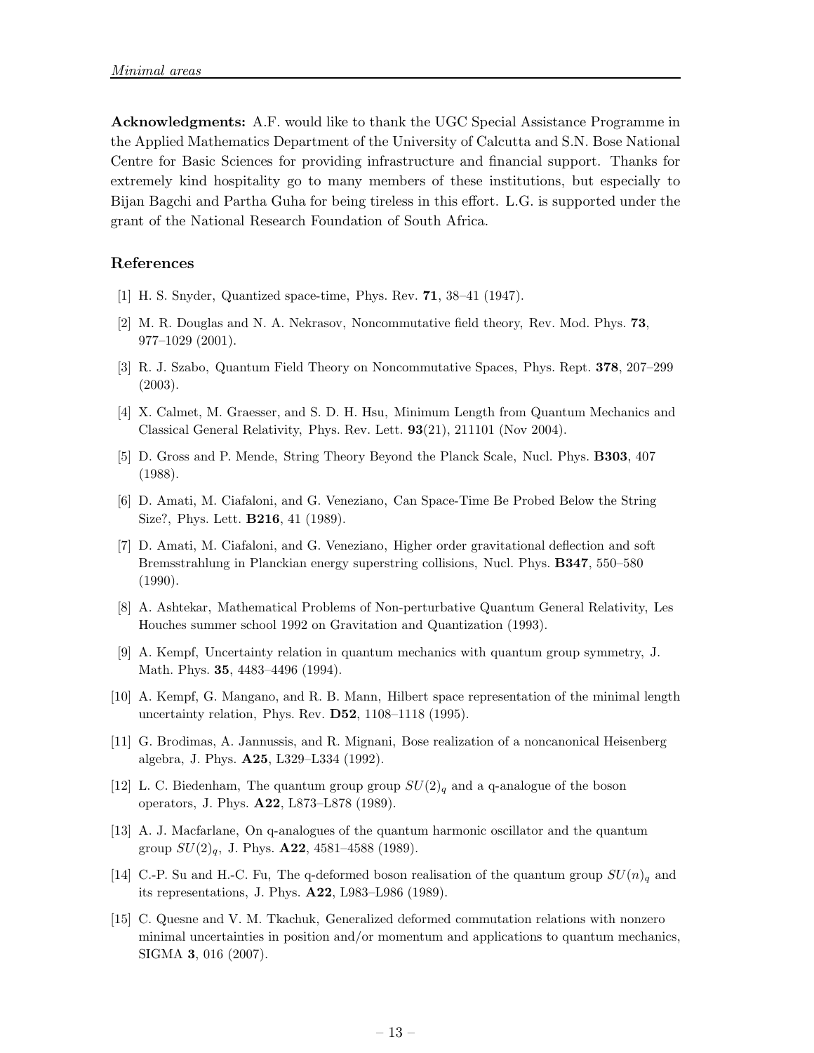**Acknowledgments:** A.F. would like to thank the UGC Special Assistance Programme in the Applied Mathematics Department of the University of Calcutta and S.N. Bose National Centre for Basic Sciences for providing infrastructure and financial support. Thanks for extremely kind hospitality go to many members of these institutions, but especially to Bijan Bagchi and Partha Guha for being tireless in this effort. L.G. is supported under the grant of the National Research Foundation of South Africa.

## References

[1] H. S. Snyder, Quantized space-time, Phys. Rev. **71**, 38–41 (1947).

[2] M. R. Douglas and N. A. Nekrasov, Noncommutative field theory, Rev. Mod. Phys. **73**, 977–1029 (2001).

[3] R. J. Szabo, Quantum Field Theory on Noncommutative Spaces, Phys. Rept. **378**, 207–299 (2003).

[4] X. Calmet, M. Graesser, and S. D. H. Hsu, Minimum Length from Quantum Mechanics and Classical General Relativity, Phys. Rev. Lett. **93**(21), 211101 (Nov 2004).

[5] D. Gross and P. Mende, String Theory Beyond the Planck Scale, Nucl. Phys. **B303**, 407 (1988).

[6] D. Amati, M. Ciafaloni, and G. Veneziano, Can Space-Time Be Probed Below the String Size?, Phys. Lett. **B216**, 41 (1989).

[7] D. Amati, M. Ciafaloni, and G. Veneziano, Higher order gravitational deflection and soft Bremsstrahlung in Planckian energy superstring collisions, Nucl. Phys. **B347**, 550–580 (1990).

[8] A. Ashtekar, Mathematical Problems of Non-perturbative Quantum General Relativity, Les Houches summer school 1992 on Gravitation and Quantization (1993).

[9] A. Kempf, Uncertainty relation in quantum mechanics with quantum group symmetry, J. Math. Phys. **35**, 4483–4496 (1994).

[10] A. Kempf, G. Mangano, and R. B. Mann, Hilbert space representation of the minimal length uncertainty relation, Phys. Rev. **D52**, 1108–1118 (1995).

[11] G. Brodimas, A. Jannussis, and R. Mignani, Bose realization of a noncanonical Heisenberg algebra, J. Phys. **A25**, L329–L334 (1992).

[12] L. C. Biedenham, The quantum group group $SU(2)_q$ and a q-analogue of the boson operators, J. Phys. **A22**, L873–L878 (1989).

[13] A. J. Macfarlane, On q-analogues of the quantum harmonic oscillator and the quantum group $SU(2)_q$, J. Phys. **A22**, 4581–4588 (1989).

[14] C.-P. Su and H.-C. Fu, The q-deformed boson realisation of the quantum group $SU(n)_q$ and its representations, J. Phys. **A22**, L983–L986 (1989).

[15] C. Quesne and V. M. Tkachuk, Generalized deformed commutation relations with nonzero minimal uncertainties in position and/or momentum and applications to quantum mechanics, SIGMA **3**, 016 (2007).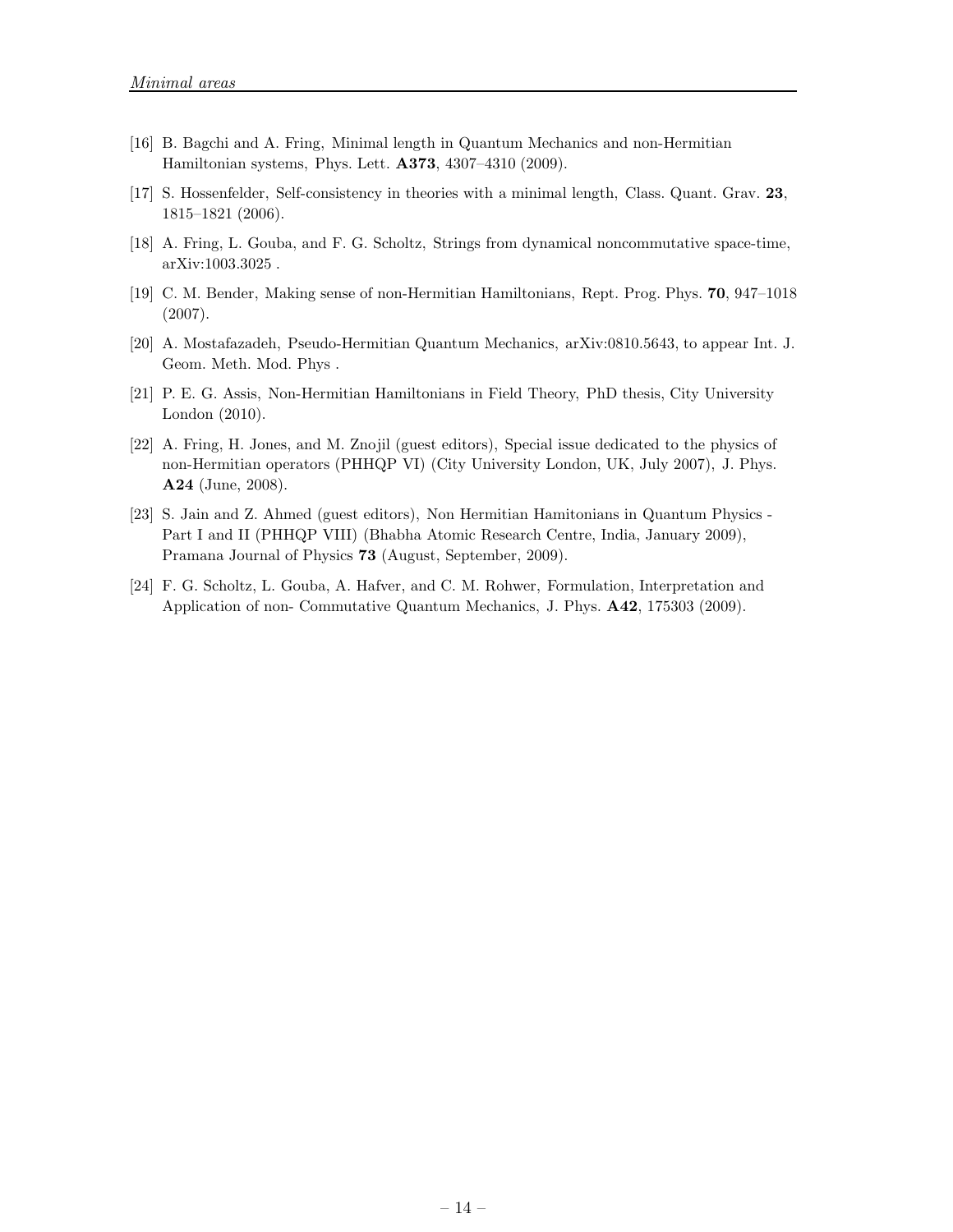[16] B. Bagchi and A. Fring, Minimal length in Quantum Mechanics and non-Hermitian Hamiltonian systems, Phys. Lett. **A373**, 4307–4310 (2009).

[17] S. Hossenfelder, Self-consistency in theories with a minimal length, Class. Quant. Grav. **23**, 1815–1821 (2006).

[18] A. Fring, L. Gouba, and F. G. Scholtz, Strings from dynamical noncommutative space-time, arXiv:1003.3025 .

[19] C. M. Bender, Making sense of non-Hermitian Hamiltonians, Rept. Prog. Phys. **70**, 947–1018 (2007).

[20] A. Mostafazadeh, Pseudo-Hermitian Quantum Mechanics, arXiv:0810.5643, to appear Int. J. Geom. Meth. Mod. Phys .

[21] P. E. G. Assis, Non-Hermitian Hamiltonians in Field Theory, PhD thesis, City University London (2010).

[22] A. Fring, H. Jones, and M. Znojil (guest editors), Special issue dedicated to the physics of non-Hermitian operators (PHHQP VI) (City University London, UK, July 2007), J. Phys. **A24** (June, 2008).

[23] S. Jain and Z. Ahmed (guest editors), Non Hermitian Hamitonians in Quantum Physics - Part I and II (PHHQP VIII) (Bhabha Atomic Research Centre, India, January 2009), Pramana Journal of Physics **73** (August, September, 2009).

[24] F. G. Scholtz, L. Gouba, A. Hafver, and C. M. Rohwer, Formulation, Interpretation and Application of non- Commutative Quantum Mechanics, J. Phys. **A42**, 175303 (2009).